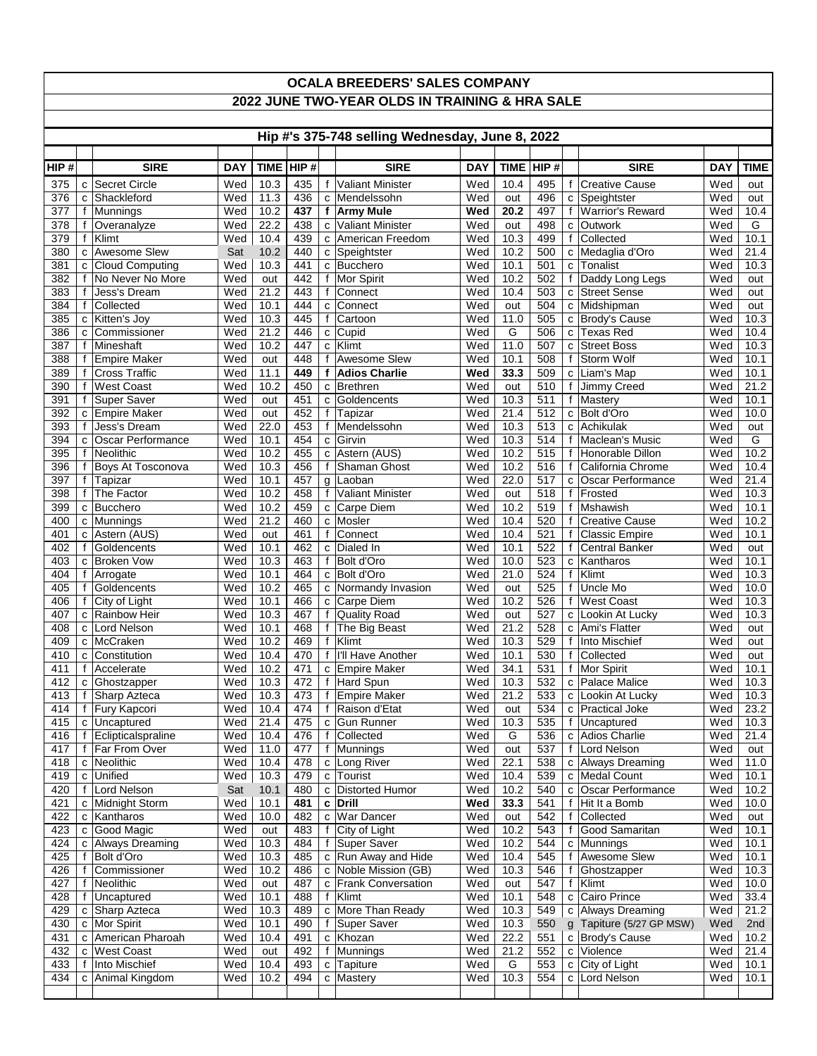# OCALA BREEDERS' SALES COMPANY

## 2022 JUNE TWO-YEAR OLDS IN TRAINING & HRA SALE

### Hip #'s 375-748 selling Wednesday, June 8, 2022

| HIP # | | SIRE | DAY | TIME | HIP # | | SIRE | DAY | TIME | HIP # | | SIRE | DAY | TIME |
|---|---|---|---|---|---|---|---|---|---|---|---|---|---|---|
| 375 | c | Secret Circle | Wed | 10.3 | 435 | f | Valiant Minister | Wed | 10.4 | 495 | f | Creative Cause | Wed | out |
| 376 | c | Shackleford | Wed | 11.3 | 436 | c | Mendelssohn | Wed | out | 496 | c | Speightster | Wed | out |
| 377 | f | Munnings | Wed | 10.2 | **437** | **f** | **Army Mule** | **Wed** | **20.2** | 497 | f | Warrior's Reward | Wed | 10.4 |
| 378 | f | Overanalyze | Wed | 22.2 | 438 | c | Valiant Minister | Wed | out | 498 | c | Outwork | Wed | G |
| 379 | f | Klimt | Wed | 10.4 | 439 | c | American Freedom | Wed | 10.3 | 499 | f | Collected | Wed | 10.1 |
| 380 | c | Awesome Slew | Sat | 10.2 | 440 | c | Speightster | Wed | 10.2 | 500 | c | Medaglia d'Oro | Wed | 21.4 |
| 381 | c | Cloud Computing | Wed | 10.3 | 441 | c | Bucchero | Wed | 10.1 | 501 | c | Tonalist | Wed | 10.3 |
| 382 | f | No Never No More | Wed | out | 442 | f | Mor Spirit | Wed | 10.2 | 502 | f | Daddy Long Legs | Wed | out |
| 383 | f | Jess's Dream | Wed | 21.2 | 443 | f | Connect | Wed | 10.4 | 503 | c | Street Sense | Wed | out |
| 384 | f | Collected | Wed | 10.1 | 444 | c | Connect | Wed | out | 504 | c | Midshipman | Wed | out |
| 385 | c | Kitten's Joy | Wed | 10.3 | 445 | f | Cartoon | Wed | 11.0 | 505 | c | Brody's Cause | Wed | 10.3 |
| 386 | c | Commissioner | Wed | 21.2 | 446 | c | Cupid | Wed | G | 506 | c | Texas Red | Wed | 10.4 |
| 387 | f | Mineshaft | Wed | 10.2 | 447 | c | Klimt | Wed | 11.0 | 507 | c | Street Boss | Wed | 10.3 |
| 388 | f | Empire Maker | Wed | out | 448 | f | Awesome Slew | Wed | 10.1 | 508 | f | Storm Wolf | Wed | 10.1 |
| 389 | f | Cross Traffic | Wed | 11.1 | **449** | **f** | **Adios Charlie** | **Wed** | **33.3** | 509 | c | Liam's Map | Wed | 10.1 |
| 390 | f | West Coast | Wed | 10.2 | 450 | c | Brethren | Wed | out | 510 | f | Jimmy Creed | Wed | 21.2 |
| 391 | f | Super Saver | Wed | out | 451 | c | Goldencents | Wed | 10.3 | 511 | f | Mastery | Wed | 10.1 |
| 392 | c | Empire Maker | Wed | out | 452 | f | Tapizar | Wed | 21.4 | 512 | c | Bolt d'Oro | Wed | 10.0 |
| 393 | f | Jess's Dream | Wed | 22.0 | 453 | f | Mendelssohn | Wed | 10.3 | 513 | c | Achikulak | Wed | out |
| 394 | c | Oscar Performance | Wed | 10.1 | 454 | c | Girvin | Wed | 10.3 | 514 | f | Maclean's Music | Wed | G |
| 395 | f | Neolithic | Wed | 10.2 | 455 | c | Astern (AUS) | Wed | 10.2 | 515 | f | Honorable Dillon | Wed | 10.2 |
| 396 | f | Boys At Tosconova | Wed | 10.3 | 456 | f | Shaman Ghost | Wed | 10.2 | 516 | f | California Chrome | Wed | 10.4 |
| 397 | f | Tapizar | Wed | 10.1 | 457 | g | Laoban | Wed | 22.0 | 517 | c | Oscar Performance | Wed | 21.4 |
| 398 | f | The Factor | Wed | 10.2 | 458 | f | Valiant Minister | Wed | out | 518 | f | Frosted | Wed | 10.3 |
| 399 | c | Bucchero | Wed | 10.2 | 459 | c | Carpe Diem | Wed | 10.2 | 519 | f | Mshawish | Wed | 10.1 |
| 400 | c | Munnings | Wed | 21.2 | 460 | c | Mosler | Wed | 10.4 | 520 | f | Creative Cause | Wed | 10.2 |
| 401 | c | Astern (AUS) | Wed | out | 461 | f | Connect | Wed | 10.4 | 521 | f | Classic Empire | Wed | 10.1 |
| 402 | f | Goldencents | Wed | 10.1 | 462 | c | Dialed In | Wed | 10.1 | 522 | f | Central Banker | Wed | out |
| 403 | c | Broken Vow | Wed | 10.3 | 463 | f | Bolt d'Oro | Wed | 10.0 | 523 | c | Kantharos | Wed | 10.1 |
| 404 | f | Arrogate | Wed | 10.1 | 464 | c | Bolt d'Oro | Wed | 21.0 | 524 | f | Klimt | Wed | 10.3 |
| 405 | f | Goldencents | Wed | 10.2 | 465 | c | Normandy Invasion | Wed | out | 525 | f | Uncle Mo | Wed | 10.0 |
| 406 | f | City of Light | Wed | 10.1 | 466 | c | Carpe Diem | Wed | 10.2 | 526 | f | West Coast | Wed | 10.3 |
| 407 | c | Rainbow Heir | Wed | 10.3 | 467 | f | Quality Road | Wed | out | 527 | c | Lookin At Lucky | Wed | 10.3 |
| 408 | c | Lord Nelson | Wed | 10.1 | 468 | f | The Big Beast | Wed | 21.2 | 528 | c | Ami's Flatter | Wed | out |
| 409 | c | McCraken | Wed | 10.2 | 469 | f | Klimt | Wed | 10.3 | 529 | f | Into Mischief | Wed | out |
| 410 | c | Constitution | Wed | 10.4 | 470 | f | I'll Have Another | Wed | 10.1 | 530 | f | Collected | Wed | out |
| 411 | f | Accelerate | Wed | 10.2 | 471 | c | Empire Maker | Wed | 34.1 | 531 | f | Mor Spirit | Wed | 10.1 |
| 412 | c | Ghostzapper | Wed | 10.3 | 472 | f | Hard Spun | Wed | 10.3 | 532 | c | Palace Malice | Wed | 10.3 |
| 413 | f | Sharp Azteca | Wed | 10.3 | 473 | f | Empire Maker | Wed | 21.2 | 533 | c | Lookin At Lucky | Wed | 10.3 |
| 414 | f | Fury Kapcori | Wed | 10.4 | 474 | f | Raison d'Etat | Wed | out | 534 | c | Practical Joke | Wed | 23.2 |
| 415 | c | Uncaptured | Wed | 21.4 | 475 | c | Gun Runner | Wed | 10.3 | 535 | f | Uncaptured | Wed | 10.3 |
| 416 | f | Eclipticalspraline | Wed | 10.4 | 476 | f | Collected | Wed | G | 536 | c | Adios Charlie | Wed | 21.4 |
| 417 | f | Far From Over | Wed | 11.0 | 477 | f | Munnings | Wed | out | 537 | f | Lord Nelson | Wed | out |
| 418 | c | Neolithic | Wed | 10.4 | 478 | c | Long River | Wed | 22.1 | 538 | c | Always Dreaming | Wed | 11.0 |
| 419 | c | Unified | Wed | 10.3 | 479 | c | Tourist | Wed | 10.4 | 539 | c | Medal Count | Wed | 10.1 |
| 420 | f | Lord Nelson | Sat | 10.1 | 480 | c | Distorted Humor | Wed | 10.2 | 540 | c | Oscar Performance | Wed | 10.2 |
| 421 | c | Midnight Storm | Wed | 10.1 | **481** | **c** | **Drill** | **Wed** | **33.3** | 541 | f | Hit It a Bomb | Wed | 10.0 |
| 422 | c | Kantharos | Wed | 10.0 | 482 | c | War Dancer | Wed | out | 542 | f | Collected | Wed | out |
| 423 | c | Good Magic | Wed | out | 483 | f | City of Light | Wed | 10.2 | 543 | f | Good Samaritan | Wed | 10.1 |
| 424 | c | Always Dreaming | Wed | 10.3 | 484 | f | Super Saver | Wed | 10.2 | 544 | c | Munnings | Wed | 10.1 |
| 425 | f | Bolt d'Oro | Wed | 10.3 | 485 | c | Run Away and Hide | Wed | 10.4 | 545 | f | Awesome Slew | Wed | 10.1 |
| 426 | f | Commissioner | Wed | 10.2 | 486 | c | Noble Mission (GB) | Wed | 10.3 | 546 | f | Ghostzapper | Wed | 10.3 |
| 427 | f | Neolithic | Wed | out | 487 | c | Frank Conversation | Wed | out | 547 | f | Klimt | Wed | 10.0 |
| 428 | f | Uncaptured | Wed | 10.1 | 488 | f | Klimt | Wed | 10.1 | 548 | c | Cairo Prince | Wed | 33.4 |
| 429 | c | Sharp Azteca | Wed | 10.3 | 489 | c | More Than Ready | Wed | 10.3 | 549 | c | Always Dreaming | Wed | 21.2 |
| 430 | c | Mor Spirit | Wed | 10.1 | 490 | f | Super Saver | Wed | 10.3 | 550 | g | Tapiture (5/27 GP MSW) | Wed | 2nd |
| 431 | c | American Pharoah | Wed | 10.4 | 491 | c | Khozan | Wed | 22.2 | 551 | c | Brody's Cause | Wed | 10.2 |
| 432 | c | West Coast | Wed | out | 492 | f | Munnings | Wed | 21.2 | 552 | c | Violence | Wed | 21.4 |
| 433 | f | Into Mischief | Wed | 10.4 | 493 | c | Tapiture | Wed | G | 553 | c | City of Light | Wed | 10.1 |
| 434 | c | Animal Kingdom | Wed | 10.2 | 494 | c | Mastery | Wed | 10.3 | 554 | c | Lord Nelson | Wed | 10.1 |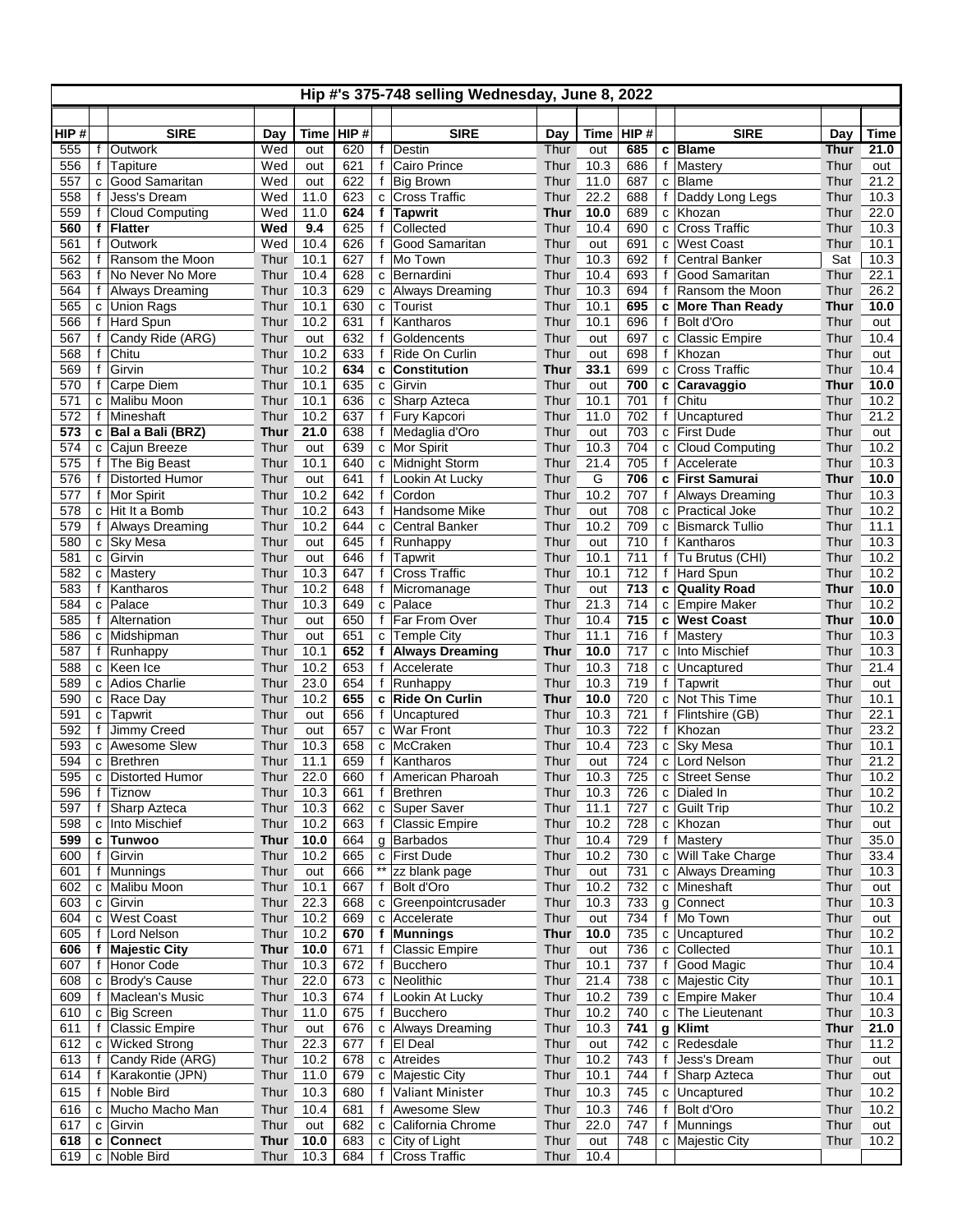**Hip #'s 375-748 selling Wednesday, June 8, 2022**

| HIP # | | SIRE | Day | Time | HIP # | | SIRE | Day | Time | HIP # | | SIRE | Day | Time |
|---|---|---|---|---|---|---|---|---|---|---|---|---|---|---|
| 555 | f | Outwork | Wed | out | 620 | f | Destin | Thur | out | **685** | **c** | **Blame** | **Thur** | **21.0** |
| 556 | f | Tapiture | Wed | out | 621 | f | Cairo Prince | Thur | 10.3 | 686 | f | Mastery | Thur | out |
| 557 | c | Good Samaritan | Wed | out | 622 | f | Big Brown | Thur | 11.0 | 687 | c | Blame | Thur | 21.2 |
| 558 | f | Jess's Dream | Wed | 11.0 | 623 | c | Cross Traffic | Thur | 22.2 | 688 | f | Daddy Long Legs | Thur | 10.3 |
| 559 | f | Cloud Computing | Wed | 11.0 | **624** | **f** | **Tapwrit** | **Thur** | **10.0** | 689 | c | Khozan | Thur | 22.0 |
| **560** | **f** | **Flatter** | **Wed** | **9.4** | 625 | f | Collected | Thur | 10.4 | 690 | c | Cross Traffic | Thur | 10.3 |
| 561 | f | Outwork | Wed | 10.4 | 626 | f | Good Samaritan | Thur | out | 691 | c | West Coast | Thur | 10.1 |
| 562 | f | Ransom the Moon | Thur | 10.1 | 627 | f | Mo Town | Thur | 10.3 | 692 | f | Central Banker | Sat | 10.3 |
| 563 | f | No Never No More | Thur | 10.4 | 628 | c | Bernardini | Thur | 10.4 | 693 | f | Good Samaritan | Thur | 22.1 |
| 564 | f | Always Dreaming | Thur | 10.3 | 629 | c | Always Dreaming | Thur | 10.3 | 694 | f | Ransom the Moon | Thur | 26.2 |
| 565 | c | Union Rags | Thur | 10.1 | 630 | c | Tourist | Thur | 10.1 | **695** | **c** | **More Than Ready** | **Thur** | **10.0** |
| 566 | f | Hard Spun | Thur | 10.2 | 631 | f | Kantharos | Thur | 10.1 | 696 | f | Bolt d'Oro | Thur | out |
| 567 | f | Candy Ride (ARG) | Thur | out | 632 | f | Goldencents | Thur | out | 697 | c | Classic Empire | Thur | 10.4 |
| 568 | f | Chitu | Thur | 10.2 | 633 | f | Ride On Curlin | Thur | out | 698 | f | Khozan | Thur | out |
| 569 | f | Girvin | Thur | 10.2 | **634** | **c** | **Constitution** | **Thur** | **33.1** | 699 | c | Cross Traffic | Thur | 10.4 |
| 570 | f | Carpe Diem | Thur | 10.1 | 635 | c | Girvin | Thur | out | **700** | **c** | **Caravaggio** | **Thur** | **10.0** |
| 571 | c | Malibu Moon | Thur | 10.1 | 636 | c | Sharp Azteca | Thur | 10.1 | 701 | f | Chitu | Thur | 10.2 |
| 572 | f | Mineshaft | Thur | 10.2 | 637 | f | Fury Kapcori | Thur | 11.0 | 702 | f | Uncaptured | Thur | 21.2 |
| **573** | **c** | **Bal a Bali (BRZ)** | **Thur** | **21.0** | 638 | f | Medaglia d'Oro | Thur | out | 703 | c | First Dude | Thur | out |
| 574 | c | Cajun Breeze | Thur | out | 639 | c | Mor Spirit | Thur | 10.3 | 704 | c | Cloud Computing | Thur | 10.2 |
| 575 | f | The Big Beast | Thur | 10.1 | 640 | c | Midnight Storm | Thur | 21.4 | 705 | f | Accelerate | Thur | 10.3 |
| 576 | f | Distorted Humor | Thur | out | 641 | f | Lookin At Lucky | Thur | G | **706** | **c** | **First Samurai** | **Thur** | **10.0** |
| 577 | f | Mor Spirit | Thur | 10.2 | 642 | f | Cordon | Thur | 10.2 | 707 | f | Always Dreaming | Thur | 10.3 |
| 578 | c | Hit It a Bomb | Thur | 10.2 | 643 | f | Handsome Mike | Thur | out | 708 | c | Practical Joke | Thur | 10.2 |
| 579 | f | Always Dreaming | Thur | 10.2 | 644 | c | Central Banker | Thur | 10.2 | 709 | c | Bismarck Tullio | Thur | 11.1 |
| 580 | c | Sky Mesa | Thur | out | 645 | f | Runhappy | Thur | out | 710 | f | Kantharos | Thur | 10.3 |
| 581 | c | Girvin | Thur | out | 646 | f | Tapwrit | Thur | 10.1 | 711 | f | Tu Brutus (CHI) | Thur | 10.2 |
| 582 | c | Mastery | Thur | 10.3 | 647 | f | Cross Traffic | Thur | 10.1 | 712 | f | Hard Spun | Thur | 10.2 |
| 583 | f | Kantharos | Thur | 10.2 | 648 | f | Micromanage | Thur | out | **713** | **c** | **Quality Road** | **Thur** | **10.0** |
| 584 | c | Palace | Thur | 10.3 | 649 | c | Palace | Thur | 21.3 | 714 | c | Empire Maker | Thur | 10.2 |
| 585 | f | Alternation | Thur | out | 650 | f | Far From Over | Thur | 10.4 | **715** | **c** | **West Coast** | **Thur** | **10.0** |
| 586 | c | Midshipman | Thur | out | 651 | c | Temple City | Thur | 11.1 | 716 | f | Mastery | Thur | 10.3 |
| 587 | f | Runhappy | Thur | 10.1 | **652** | **f** | **Always Dreaming** | **Thur** | **10.0** | 717 | c | Into Mischief | Thur | 10.3 |
| 588 | c | Keen Ice | Thur | 10.2 | 653 | f | Accelerate | Thur | 10.3 | 718 | c | Uncaptured | Thur | 21.4 |
| 589 | c | Adios Charlie | Thur | 23.0 | 654 | f | Runhappy | Thur | 10.3 | 719 | f | Tapwrit | Thur | out |
| 590 | c | Race Day | Thur | 10.2 | **655** | **c** | **Ride On Curlin** | **Thur** | **10.0** | 720 | c | Not This Time | Thur | 10.1 |
| 591 | c | Tapwrit | Thur | out | 656 | f | Uncaptured | Thur | 10.3 | 721 | f | Flintshire (GB) | Thur | 22.1 |
| 592 | f | Jimmy Creed | Thur | out | 657 | c | War Front | Thur | 10.3 | 722 | f | Khozan | Thur | 23.2 |
| 593 | c | Awesome Slew | Thur | 10.3 | 658 | c | McCraken | Thur | 10.4 | 723 | c | Sky Mesa | Thur | 10.1 |
| 594 | c | Brethren | Thur | 11.1 | 659 | f | Kantharos | Thur | out | 724 | c | Lord Nelson | Thur | 21.2 |
| 595 | c | Distorted Humor | Thur | 22.0 | 660 | f | American Pharoah | Thur | 10.3 | 725 | c | Street Sense | Thur | 10.2 |
| 596 | f | Tiznow | Thur | 10.3 | 661 | f | Brethren | Thur | 10.3 | 726 | c | Dialed In | Thur | 10.2 |
| 597 | f | Sharp Azteca | Thur | 10.3 | 662 | c | Super Saver | Thur | 11.1 | 727 | c | Guilt Trip | Thur | 10.2 |
| 598 | c | Into Mischief | Thur | 10.2 | 663 | f | Classic Empire | Thur | 10.2 | 728 | c | Khozan | Thur | out |
| **599** | **c** | **Tunwoo** | **Thur** | **10.0** | 664 | g | Barbados | Thur | 10.4 | 729 | f | Mastery | Thur | 35.0 |
| 600 | f | Girvin | Thur | 10.2 | 665 | c | First Dude | Thur | 10.2 | 730 | c | Will Take Charge | Thur | 33.4 |
| 601 | f | Munnings | Thur | out | 666 | ** | zz blank page | Thur | out | 731 | c | Always Dreaming | Thur | 10.3 |
| 602 | c | Malibu Moon | Thur | 10.1 | 667 | f | Bolt d'Oro | Thur | 10.2 | 732 | c | Mineshaft | Thur | out |
| 603 | c | Girvin | Thur | 22.3 | 668 | c | Greenpointcrusader | Thur | 10.3 | 733 | g | Connect | Thur | 10.3 |
| 604 | c | West Coast | Thur | 10.2 | 669 | c | Accelerate | Thur | out | 734 | f | Mo Town | Thur | out |
| 605 | f | Lord Nelson | Thur | 10.2 | **670** | **f** | **Munnings** | **Thur** | **10.0** | 735 | c | Uncaptured | Thur | 10.2 |
| **606** | **f** | **Majestic City** | **Thur** | **10.0** | 671 | f | Classic Empire | Thur | out | 736 | c | Collected | Thur | 10.1 |
| 607 | f | Honor Code | Thur | 10.3 | 672 | f | Bucchero | Thur | 10.1 | 737 | f | Good Magic | Thur | 10.4 |
| 608 | c | Brody's Cause | Thur | 22.0 | 673 | c | Neolithic | Thur | 21.4 | 738 | c | Majestic City | Thur | 10.1 |
| 609 | f | Maclean's Music | Thur | 10.3 | 674 | f | Lookin At Lucky | Thur | 10.2 | 739 | c | Empire Maker | Thur | 10.4 |
| 610 | c | Big Screen | Thur | 11.0 | 675 | f | Bucchero | Thur | 10.2 | 740 | c | The Lieutenant | Thur | 10.3 |
| 611 | f | Classic Empire | Thur | out | 676 | c | Always Dreaming | Thur | 10.3 | **741** | **g** | **Klimt** | **Thur** | **21.0** |
| 612 | c | Wicked Strong | Thur | 22.3 | 677 | f | El Deal | Thur | out | 742 | c | Redesdale | Thur | 11.2 |
| 613 | f | Candy Ride (ARG) | Thur | 10.2 | 678 | c | Atreides | Thur | 10.2 | 743 | f | Jess's Dream | Thur | out |
| 614 | f | Karakontie (JPN) | Thur | 11.0 | 679 | c | Majestic City | Thur | 10.1 | 744 | f | Sharp Azteca | Thur | out |
| 615 | f | Noble Bird | Thur | 10.3 | 680 | f | Valiant Minister | Thur | 10.3 | 745 | c | Uncaptured | Thur | 10.2 |
| 616 | c | Mucho Macho Man | Thur | 10.4 | 681 | f | Awesome Slew | Thur | 10.3 | 746 | f | Bolt d'Oro | Thur | 10.2 |
| 617 | c | Girvin | Thur | out | 682 | c | California Chrome | Thur | 22.0 | 747 | f | Munnings | Thur | out |
| **618** | **c** | **Connect** | **Thur** | **10.0** | 683 | c | City of Light | Thur | out | 748 | c | Majestic City | Thur | 10.2 |
| 619 | c | Noble Bird | Thur | 10.3 | 684 | f | Cross Traffic | Thur | 10.4 | | | | | |